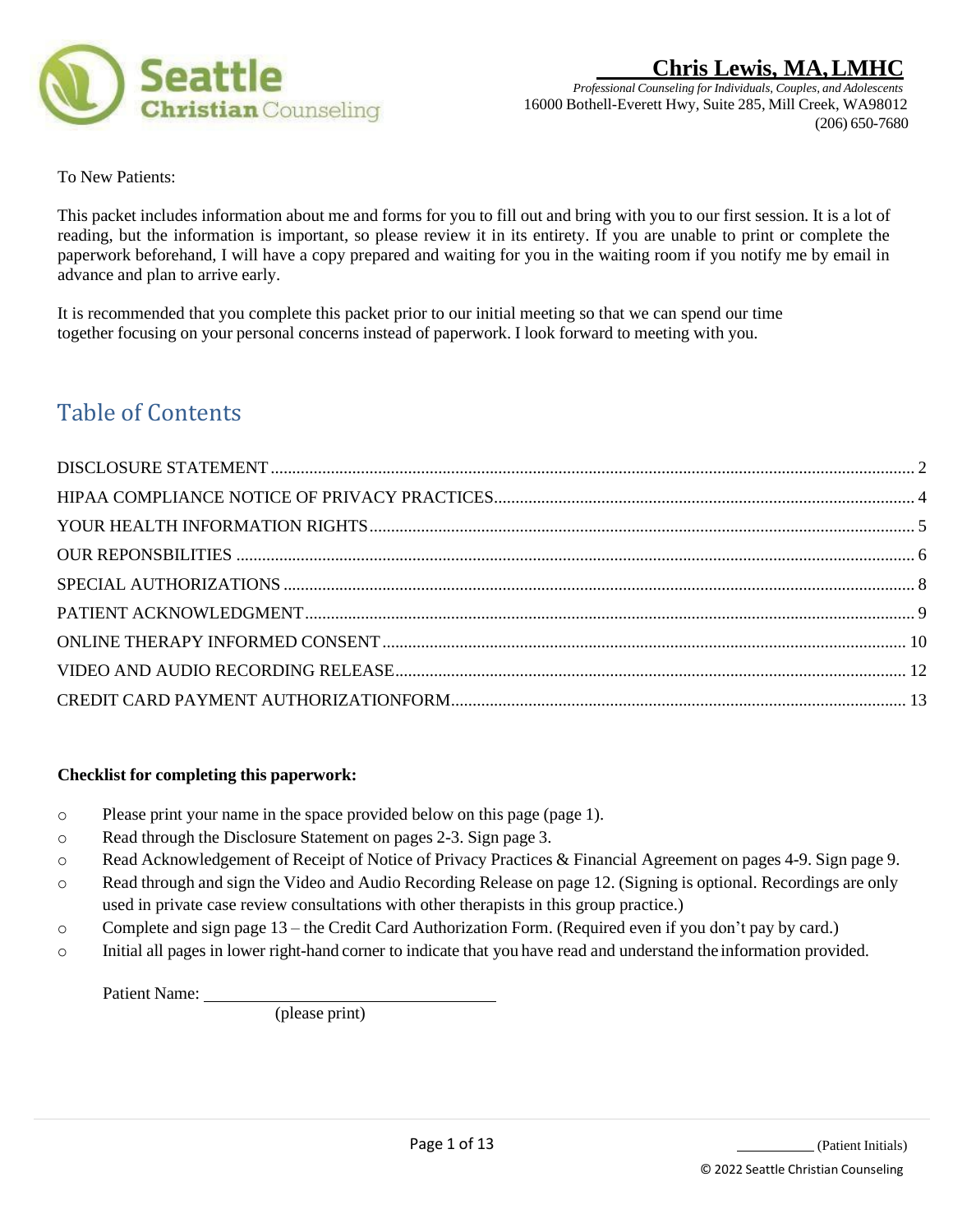Seattle Christian Counseling

**Chris Lewis, MA, LMHC**

*Professional Counseling for Individuals, Couples, and Adolescents*
16000 Bothell-Everett Hwy, Suite 285, Mill Creek, WA98012
(206) 650-7680

To New Patients:

This packet includes information about me and forms for you to fill out and bring with you to our first session. It is a lot of reading, but the information is important, so please review it in its entirety. If you are unable to print or complete the paperwork beforehand, I will have a copy prepared and waiting for you in the waiting room if you notify me by email in advance and plan to arrive early.

It is recommended that you complete this packet prior to our initial meeting so that we can spend our time together focusing on your personal concerns instead of paperwork. I look forward to meeting with you.

## Table of Contents

DISCLOSURE STATEMENT .......... 2
HIPAA COMPLIANCE NOTICE OF PRIVACY PRACTICES .......... 4
YOUR HEALTH INFORMATION RIGHTS .......... 5
OUR REPONSBILITIES .......... 6
SPECIAL AUTHORIZATIONS .......... 8
PATIENT ACKNOWLEDGMENT .......... 9
ONLINE THERAPY INFORMED CONSENT .......... 10
VIDEO AND AUDIO RECORDING RELEASE .......... 12
CREDIT CARD PAYMENT AUTHORIZATIONFORM .......... 13

**Checklist for completing this paperwork:**

- Please print your name in the space provided below on this page (page 1).
- Read through the Disclosure Statement on pages 2-3. Sign page 3.
- Read Acknowledgement of Receipt of Notice of Privacy Practices & Financial Agreement on pages 4-9. Sign page 9.
- Read through and sign the Video and Audio Recording Release on page 12. (Signing is optional. Recordings are only used in private case review consultations with other therapists in this group practice.)
- Complete and sign page 13 – the Credit Card Authorization Form. (Required even if you don't pay by card.)
- Initial all pages in lower right-hand corner to indicate that you have read and understand the information provided.

Patient Name: ______________________________
(please print)

__________ (Patient Initials)

© 2022 Seattle Christian Counseling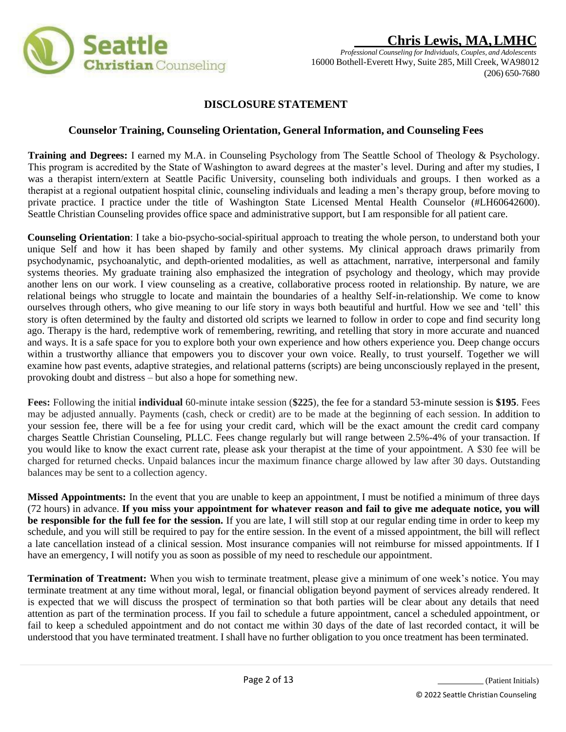**Chris Lewis, MA, LMHC**

*Professional Counseling for Individuals, Couples, and Adolescents*
16000 Bothell-Everett Hwy, Suite 285, Mill Creek, WA98012
(206) 650-7680

## DISCLOSURE STATEMENT

### Counselor Training, Counseling Orientation, General Information, and Counseling Fees

**Training and Degrees:** I earned my M.A. in Counseling Psychology from The Seattle School of Theology & Psychology. This program is accredited by the State of Washington to award degrees at the master's level. During and after my studies, I was a therapist intern/extern at Seattle Pacific University, counseling both individuals and groups. I then worked as a therapist at a regional outpatient hospital clinic, counseling individuals and leading a men's therapy group, before moving to private practice. I practice under the title of Washington State Licensed Mental Health Counselor (#LH60642600). Seattle Christian Counseling provides office space and administrative support, but I am responsible for all patient care.

**Counseling Orientation**: I take a bio-psycho-social-spiritual approach to treating the whole person, to understand both your unique Self and how it has been shaped by family and other systems. My clinical approach draws primarily from psychodynamic, psychoanalytic, and depth-oriented modalities, as well as attachment, narrative, interpersonal and family systems theories. My graduate training also emphasized the integration of psychology and theology, which may provide another lens on our work. I view counseling as a creative, collaborative process rooted in relationship. By nature, we are relational beings who struggle to locate and maintain the boundaries of a healthy Self-in-relationship. We come to know ourselves through others, who give meaning to our life story in ways both beautiful and hurtful. How we see and 'tell' this story is often determined by the faulty and distorted old scripts we learned to follow in order to cope and find security long ago. Therapy is the hard, redemptive work of remembering, rewriting, and retelling that story in more accurate and nuanced and ways. It is a safe space for you to explore both your own experience and how others experience you. Deep change occurs within a trustworthy alliance that empowers you to discover your own voice. Really, to trust yourself. Together we will examine how past events, adaptive strategies, and relational patterns (scripts) are being unconsciously replayed in the present, provoking doubt and distress – but also a hope for something new.

**Fees:** Following the initial **individual** 60-minute intake session (**$225**), the fee for a standard 53-minute session is **$195**. Fees may be adjusted annually. Payments (cash, check or credit) are to be made at the beginning of each session. In addition to your session fee, there will be a fee for using your credit card, which will be the exact amount the credit card company charges Seattle Christian Counseling, PLLC. Fees change regularly but will range between 2.5%-4% of your transaction. If you would like to know the exact current rate, please ask your therapist at the time of your appointment. A $30 fee will be charged for returned checks. Unpaid balances incur the maximum finance charge allowed by law after 30 days. Outstanding balances may be sent to a collection agency.

**Missed Appointments:** In the event that you are unable to keep an appointment, I must be notified a minimum of three days (72 hours) in advance. **If you miss your appointment for whatever reason and fail to give me adequate notice, you will be responsible for the full fee for the session.** If you are late, I will still stop at our regular ending time in order to keep my schedule, and you will still be required to pay for the entire session. In the event of a missed appointment, the bill will reflect a late cancellation instead of a clinical session. Most insurance companies will not reimburse for missed appointments. If I have an emergency, I will notify you as soon as possible of my need to reschedule our appointment.

**Termination of Treatment:** When you wish to terminate treatment, please give a minimum of one week's notice. You may terminate treatment at any time without moral, legal, or financial obligation beyond payment of services already rendered. It is expected that we will discuss the prospect of termination so that both parties will be clear about any details that need attention as part of the termination process. If you fail to schedule a future appointment, cancel a scheduled appointment, or fail to keep a scheduled appointment and do not contact me within 30 days of the date of last recorded contact, it will be understood that you have terminated treatment. I shall have no further obligation to you once treatment has been terminated.

__________ (Patient Initials)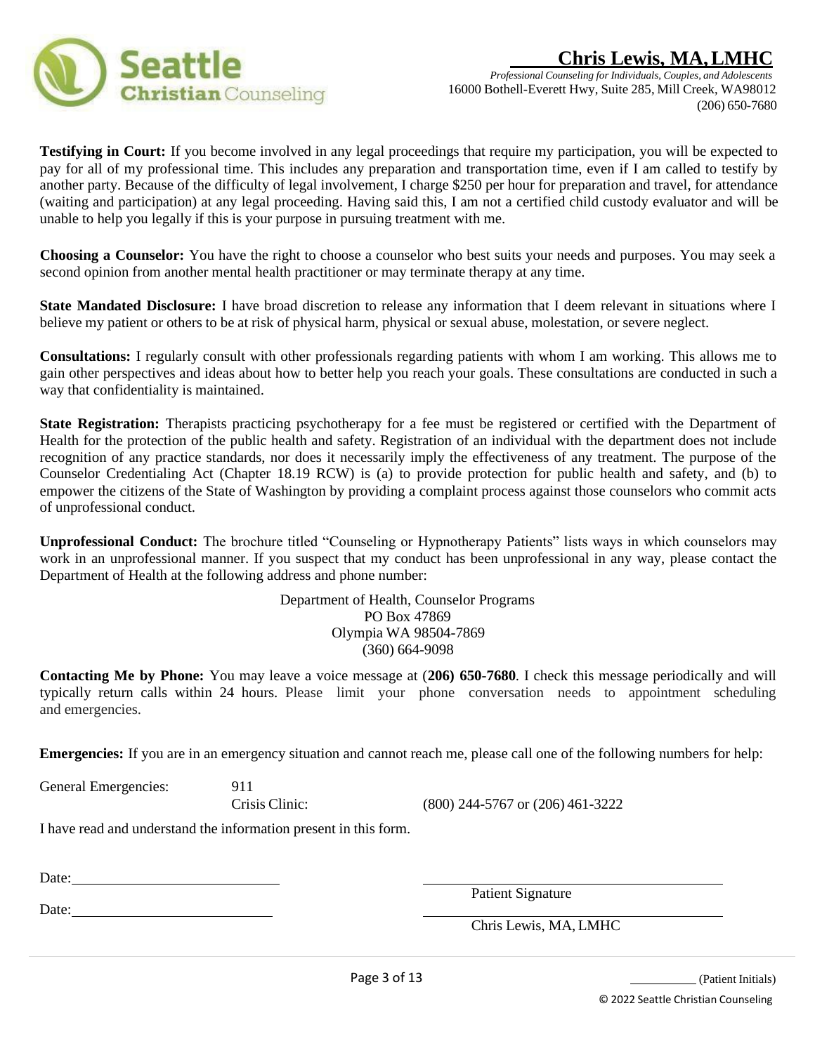**Testifying in Court:** If you become involved in any legal proceedings that require my participation, you will be expected to pay for all of my professional time. This includes any preparation and transportation time, even if I am called to testify by another party. Because of the difficulty of legal involvement, I charge $250 per hour for preparation and travel, for attendance (waiting and participation) at any legal proceeding. Having said this, I am not a certified child custody evaluator and will be unable to help you legally if this is your purpose in pursuing treatment with me.

**Choosing a Counselor:** You have the right to choose a counselor who best suits your needs and purposes. You may seek a second opinion from another mental health practitioner or may terminate therapy at any time.

**State Mandated Disclosure:** I have broad discretion to release any information that I deem relevant in situations where I believe my patient or others to be at risk of physical harm, physical or sexual abuse, molestation, or severe neglect.

**Consultations:** I regularly consult with other professionals regarding patients with whom I am working. This allows me to gain other perspectives and ideas about how to better help you reach your goals. These consultations are conducted in such a way that confidentiality is maintained.

**State Registration:** Therapists practicing psychotherapy for a fee must be registered or certified with the Department of Health for the protection of the public health and safety. Registration of an individual with the department does not include recognition of any practice standards, nor does it necessarily imply the effectiveness of any treatment. The purpose of the Counselor Credentialing Act (Chapter 18.19 RCW) is (a) to provide protection for public health and safety, and (b) to empower the citizens of the State of Washington by providing a complaint process against those counselors who commit acts of unprofessional conduct.

**Unprofessional Conduct:** The brochure titled "Counseling or Hypnotherapy Patients" lists ways in which counselors may work in an unprofessional manner. If you suspect that my conduct has been unprofessional in any way, please contact the Department of Health at the following address and phone number:

Department of Health, Counselor Programs
PO Box 47869
Olympia WA 98504-7869
(360) 664-9098

**Contacting Me by Phone:** You may leave a voice message at (**206) 650-7680**. I check this message periodically and will typically return calls within 24 hours. Please limit your phone conversation needs to appointment scheduling and emergencies.

**Emergencies:** If you are in an emergency situation and cannot reach me, please call one of the following numbers for help:

General Emergencies: 911
Crisis Clinic: (800) 244-5767 or (206) 461-3222

I have read and understand the information present in this form.

Date: ____________________ ____________________
Patient Signature

Date: ____________________ ____________________
Chris Lewis, MA, LMHC

__________ (Patient Initials)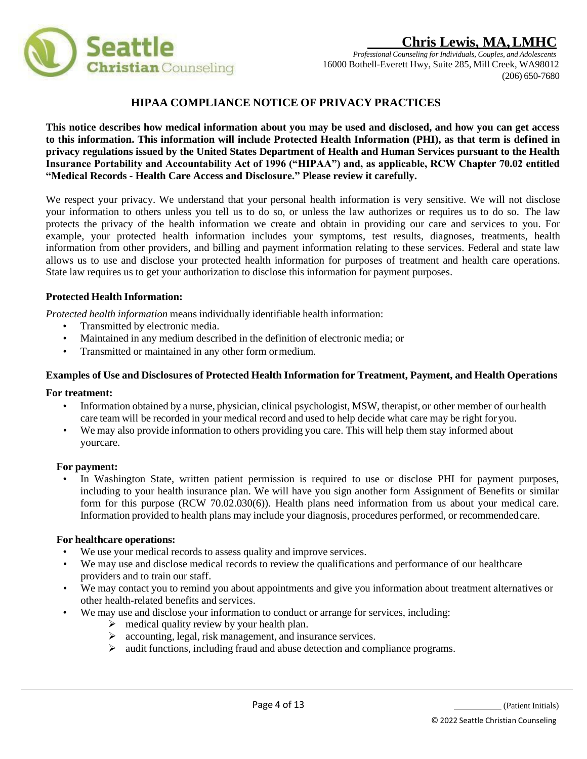# HIPAA COMPLIANCE NOTICE OF PRIVACY PRACTICES

**This notice describes how medical information about you may be used and disclosed, and how you can get access to this information. This information will include Protected Health Information (PHI), as that term is defined in privacy regulations issued by the United States Department of Health and Human Services pursuant to the Health Insurance Portability and Accountability Act of 1996 ("HIPAA") and, as applicable, RCW Chapter 70.02 entitled "Medical Records - Health Care Access and Disclosure." Please review it carefully.**

We respect your privacy. We understand that your personal health information is very sensitive. We will not disclose your information to others unless you tell us to do so, or unless the law authorizes or requires us to do so. The law protects the privacy of the health information we create and obtain in providing our care and services to you. For example, your protected health information includes your symptoms, test results, diagnoses, treatments, health information from other providers, and billing and payment information relating to these services. Federal and state law allows us to use and disclose your protected health information for purposes of treatment and health care operations. State law requires us to get your authorization to disclose this information for payment purposes.

### Protected Health Information:

*Protected health information* means individually identifiable health information:

- Transmitted by electronic media.
- Maintained in any medium described in the definition of electronic media; or
- Transmitted or maintained in any other form or medium.

### Examples of Use and Disclosures of Protected Health Information for Treatment, Payment, and Health Operations

**For treatment:**

- Information obtained by a nurse, physician, clinical psychologist, MSW, therapist, or other member of our health care team will be recorded in your medical record and used to help decide what care may be right for you.
- We may also provide information to others providing you care. This will help them stay informed about yourcare.

**For payment:**

- In Washington State, written patient permission is required to use or disclose PHI for payment purposes, including to your health insurance plan. We will have you sign another form Assignment of Benefits or similar form for this purpose (RCW 70.02.030(6)). Health plans need information from us about your medical care. Information provided to health plans may include your diagnosis, procedures performed, or recommended care.

**For healthcare operations:**

- We use your medical records to assess quality and improve services.
- We may use and disclose medical records to review the qualifications and performance of our healthcare providers and to train our staff.
- We may contact you to remind you about appointments and give you information about treatment alternatives or other health-related benefits and services.
- We may use and disclose your information to conduct or arrange for services, including:
  - medical quality review by your health plan.
  - accounting, legal, risk management, and insurance services.
  - audit functions, including fraud and abuse detection and compliance programs.

__________ (Patient Initials)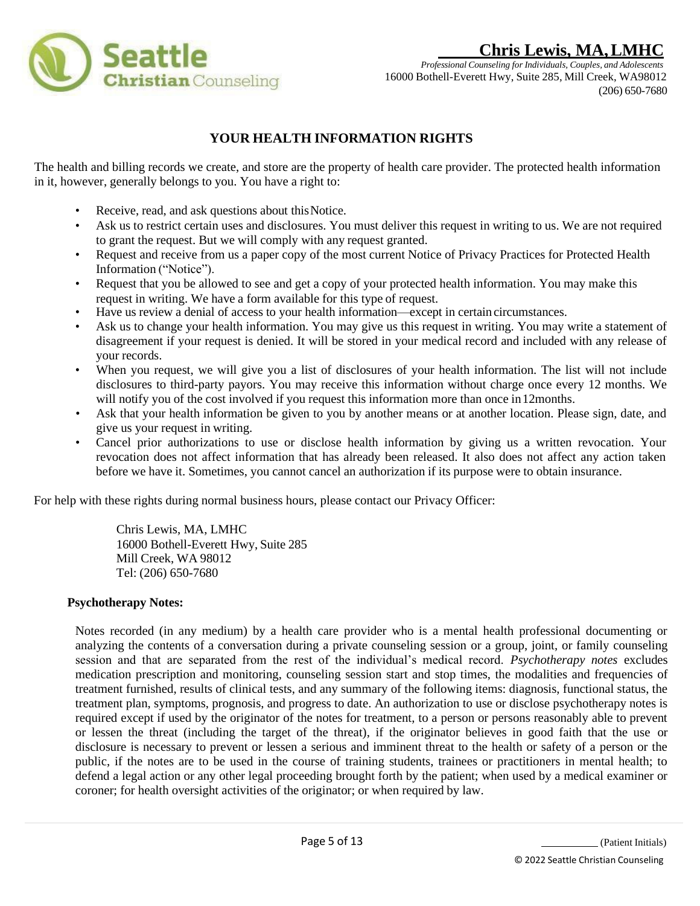## YOUR HEALTH INFORMATION RIGHTS

The health and billing records we create, and store are the property of health care provider. The protected health information in it, however, generally belongs to you. You have a right to:

- Receive, read, and ask questions about this Notice.
- Ask us to restrict certain uses and disclosures. You must deliver this request in writing to us. We are not required to grant the request. But we will comply with any request granted.
- Request and receive from us a paper copy of the most current Notice of Privacy Practices for Protected Health Information ("Notice").
- Request that you be allowed to see and get a copy of your protected health information. You may make this request in writing. We have a form available for this type of request.
- Have us review a denial of access to your health information—except in certain circumstances.
- Ask us to change your health information. You may give us this request in writing. You may write a statement of disagreement if your request is denied. It will be stored in your medical record and included with any release of your records.
- When you request, we will give you a list of disclosures of your health information. The list will not include disclosures to third-party payors. You may receive this information without charge once every 12 months. We will notify you of the cost involved if you request this information more than once in 12months.
- Ask that your health information be given to you by another means or at another location. Please sign, date, and give us your request in writing.
- Cancel prior authorizations to use or disclose health information by giving us a written revocation. Your revocation does not affect information that has already been released. It also does not affect any action taken before we have it. Sometimes, you cannot cancel an authorization if its purpose were to obtain insurance.

For help with these rights during normal business hours, please contact our Privacy Officer:

Chris Lewis, MA, LMHC
16000 Bothell-Everett Hwy, Suite 285
Mill Creek, WA 98012
Tel: (206) 650-7680

**Psychotherapy Notes:**

Notes recorded (in any medium) by a health care provider who is a mental health professional documenting or analyzing the contents of a conversation during a private counseling session or a group, joint, or family counseling session and that are separated from the rest of the individual's medical record. *Psychotherapy notes* excludes medication prescription and monitoring, counseling session start and stop times, the modalities and frequencies of treatment furnished, results of clinical tests, and any summary of the following items: diagnosis, functional status, the treatment plan, symptoms, prognosis, and progress to date. An authorization to use or disclose psychotherapy notes is required except if used by the originator of the notes for treatment, to a person or persons reasonably able to prevent or lessen the threat (including the target of the threat), if the originator believes in good faith that the use or disclosure is necessary to prevent or lessen a serious and imminent threat to the health or safety of a person or the public, if the notes are to be used in the course of training students, trainees or practitioners in mental health; to defend a legal action or any other legal proceeding brought forth by the patient; when used by a medical examiner or coroner; for health oversight activities of the originator; or when required by law.

__________ (Patient Initials)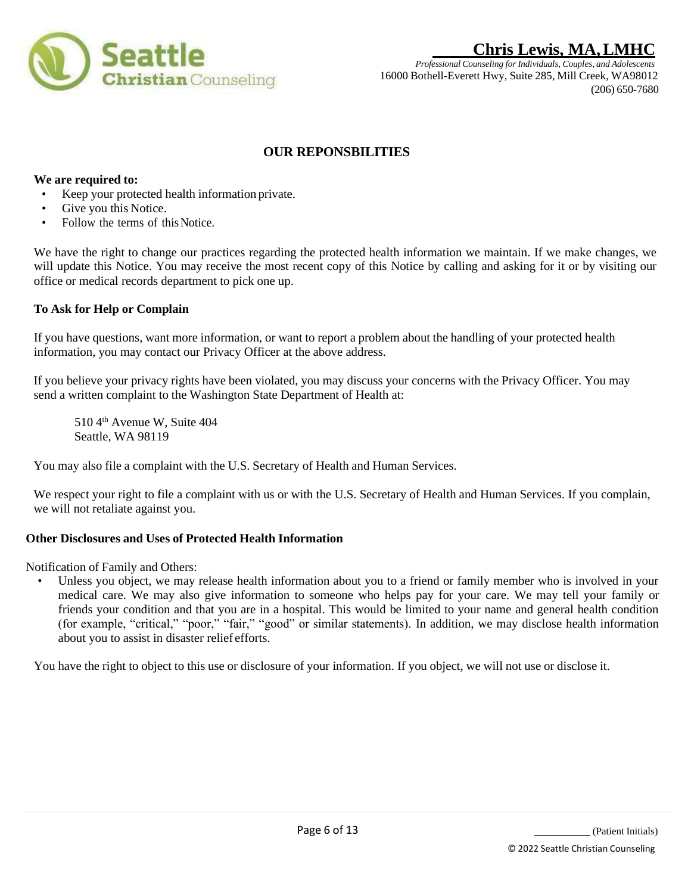## OUR REPONSBILITIES

**We are required to:**

- Keep your protected health information private.
- Give you this Notice.
- Follow the terms of this Notice.

We have the right to change our practices regarding the protected health information we maintain. If we make changes, we will update this Notice. You may receive the most recent copy of this Notice by calling and asking for it or by visiting our office or medical records department to pick one up.

**To Ask for Help or Complain**

If you have questions, want more information, or want to report a problem about the handling of your protected health information, you may contact our Privacy Officer at the above address.

If you believe your privacy rights have been violated, you may discuss your concerns with the Privacy Officer. You may send a written complaint to the Washington State Department of Health at:

510 4th Avenue W, Suite 404
Seattle, WA 98119

You may also file a complaint with the U.S. Secretary of Health and Human Services.

We respect your right to file a complaint with us or with the U.S. Secretary of Health and Human Services. If you complain, we will not retaliate against you.

**Other Disclosures and Uses of Protected Health Information**

Notification of Family and Others:

- Unless you object, we may release health information about you to a friend or family member who is involved in your medical care. We may also give information to someone who helps pay for your care. We may tell your family or friends your condition and that you are in a hospital. This would be limited to your name and general health condition (for example, "critical," "poor," "fair," "good" or similar statements). In addition, we may disclose health information about you to assist in disaster relief efforts.

You have the right to object to this use or disclosure of your information. If you object, we will not use or disclose it.

__________ (Patient Initials)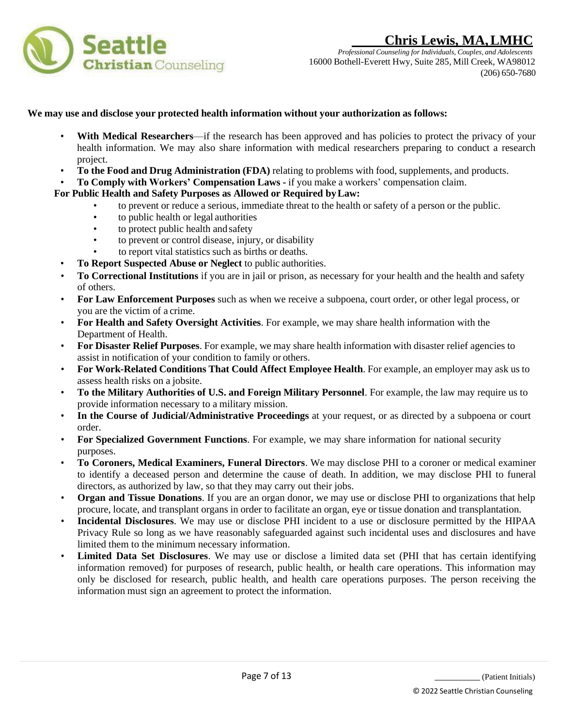**We may use and disclose your protected health information without your authorization as follows:**

- **With Medical Researchers**—if the research has been approved and has policies to protect the privacy of your health information. We may also share information with medical researchers preparing to conduct a research project.
- **To the Food and Drug Administration (FDA)** relating to problems with food, supplements, and products.
- **To Comply with Workers' Compensation Laws** - if you make a workers' compensation claim.

**For Public Health and Safety Purposes as Allowed or Required by Law:**

- to prevent or reduce a serious, immediate threat to the health or safety of a person or the public.
- to public health or legal authorities
- to protect public health and safety
- to prevent or control disease, injury, or disability
- to report vital statistics such as births or deaths.

- **To Report Suspected Abuse or Neglect** to public authorities.
- **To Correctional Institutions** if you are in jail or prison, as necessary for your health and the health and safety of others.
- **For Law Enforcement Purposes** such as when we receive a subpoena, court order, or other legal process, or you are the victim of a crime.
- **For Health and Safety Oversight Activities**. For example, we may share health information with the Department of Health.
- **For Disaster Relief Purposes**. For example, we may share health information with disaster relief agencies to assist in notification of your condition to family or others.
- **For Work-Related Conditions That Could Affect Employee Health**. For example, an employer may ask us to assess health risks on a jobsite.
- **To the Military Authorities of U.S. and Foreign Military Personnel**. For example, the law may require us to provide information necessary to a military mission.
- **In the Course of Judicial/Administrative Proceedings** at your request, or as directed by a subpoena or court order.
- **For Specialized Government Functions**. For example, we may share information for national security purposes.
- **To Coroners, Medical Examiners, Funeral Directors**. We may disclose PHI to a coroner or medical examiner to identify a deceased person and determine the cause of death. In addition, we may disclose PHI to funeral directors, as authorized by law, so that they may carry out their jobs.
- **Organ and Tissue Donations**. If you are an organ donor, we may use or disclose PHI to organizations that help procure, locate, and transplant organs in order to facilitate an organ, eye or tissue donation and transplantation.
- **Incidental Disclosures**. We may use or disclose PHI incident to a use or disclosure permitted by the HIPAA Privacy Rule so long as we have reasonably safeguarded against such incidental uses and disclosures and have limited them to the minimum necessary information.
- **Limited Data Set Disclosures**. We may use or disclose a limited data set (PHI that has certain identifying information removed) for purposes of research, public health, or health care operations. This information may only be disclosed for research, public health, and health care operations purposes. The person receiving the information must sign an agreement to protect the information.

__________ (Patient Initials)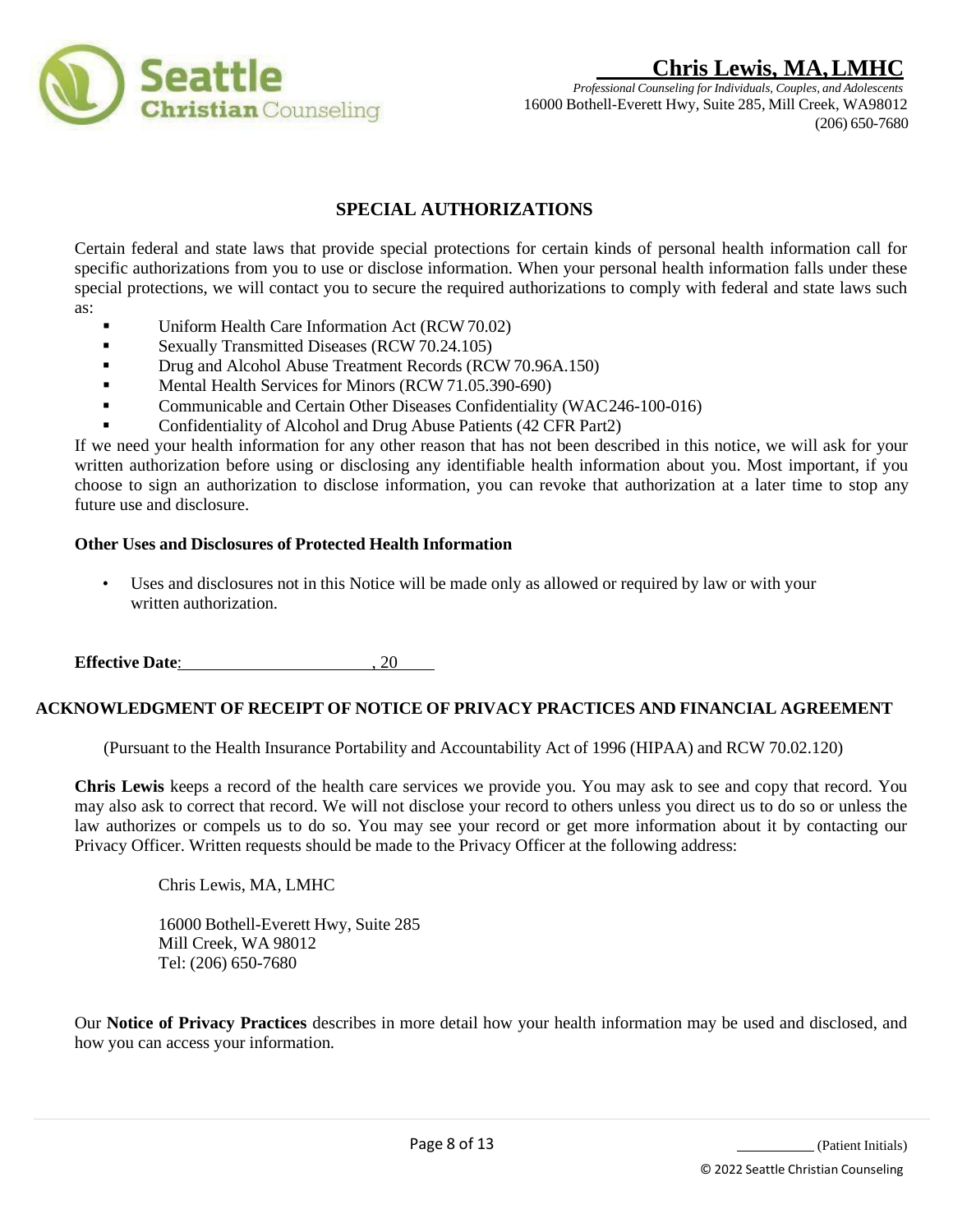## SPECIAL AUTHORIZATIONS

Certain federal and state laws that provide special protections for certain kinds of personal health information call for specific authorizations from you to use or disclose information. When your personal health information falls under these special protections, we will contact you to secure the required authorizations to comply with federal and state laws such as:

- Uniform Health Care Information Act (RCW 70.02)
- Sexually Transmitted Diseases (RCW 70.24.105)
- Drug and Alcohol Abuse Treatment Records (RCW 70.96A.150)
- Mental Health Services for Minors (RCW 71.05.390-690)
- Communicable and Certain Other Diseases Confidentiality (WAC 246-100-016)
- Confidentiality of Alcohol and Drug Abuse Patients (42 CFR Part2)

If we need your health information for any other reason that has not been described in this notice, we will ask for your written authorization before using or disclosing any identifiable health information about you. Most important, if you choose to sign an authorization to disclose information, you can revoke that authorization at a later time to stop any future use and disclosure.

**Other Uses and Disclosures of Protected Health Information**

- Uses and disclosures not in this Notice will be made only as allowed or required by law or with your written authorization.

**Effective Date**: ______________________, 20____

## ACKNOWLEDGMENT OF RECEIPT OF NOTICE OF PRIVACY PRACTICES AND FINANCIAL AGREEMENT

(Pursuant to the Health Insurance Portability and Accountability Act of 1996 (HIPAA) and RCW 70.02.120)

**Chris Lewis** keeps a record of the health care services we provide you. You may ask to see and copy that record. You may also ask to correct that record. We will not disclose your record to others unless you direct us to do so or unless the law authorizes or compels us to do so. You may see your record or get more information about it by contacting our Privacy Officer. Written requests should be made to the Privacy Officer at the following address:

Chris Lewis, MA, LMHC

16000 Bothell-Everett Hwy, Suite 285
Mill Creek, WA 98012
Tel: (206) 650-7680

Our **Notice of Privacy Practices** describes in more detail how your health information may be used and disclosed, and how you can access your information.

__________ (Patient Initials)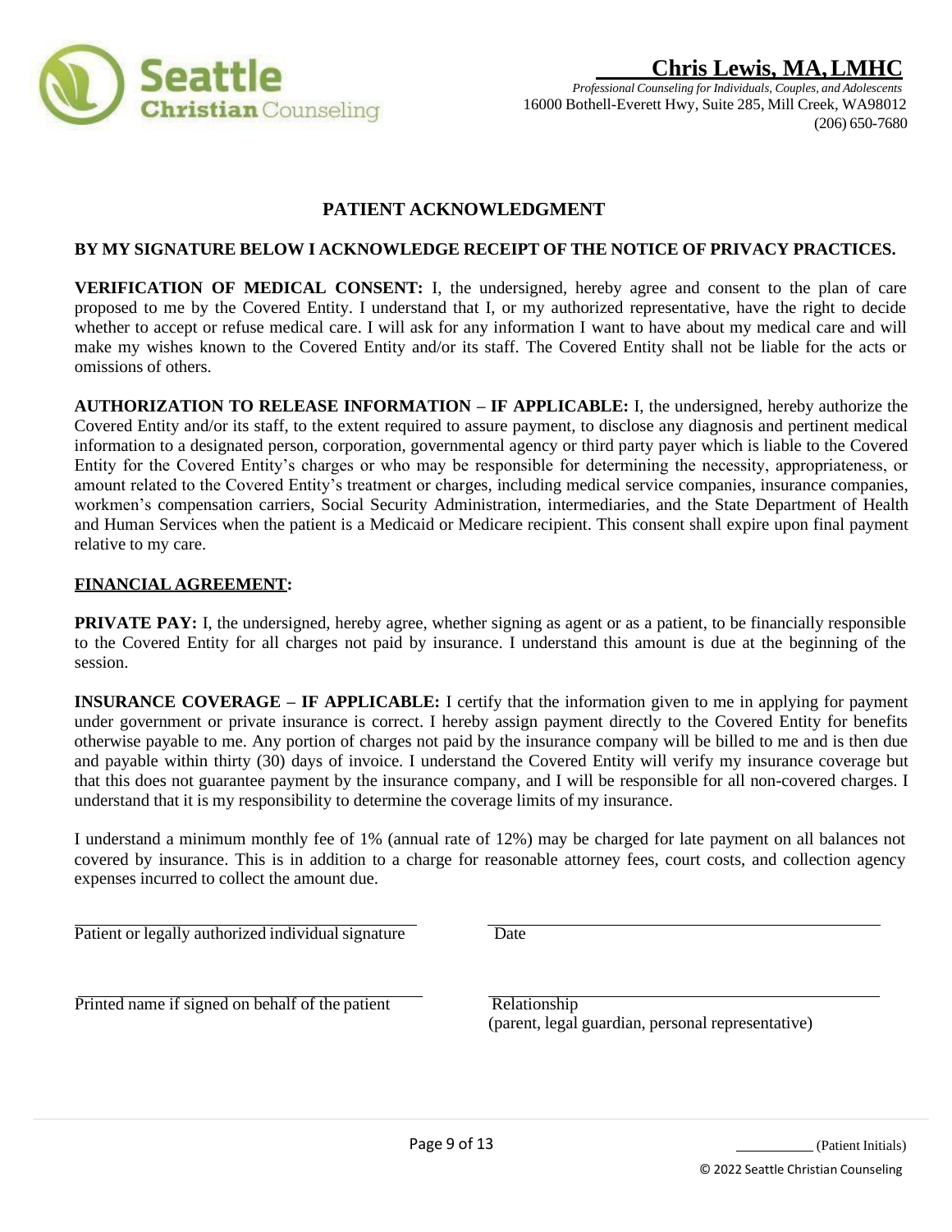**Chris Lewis, MA, LMHC**

*Professional Counseling for Individuals, Couples, and Adolescents*
16000 Bothell-Everett Hwy, Suite 285, Mill Creek, WA98012
(206) 650-7680

## PATIENT ACKNOWLEDGMENT

**BY MY SIGNATURE BELOW I ACKNOWLEDGE RECEIPT OF THE NOTICE OF PRIVACY PRACTICES.**

**VERIFICATION OF MEDICAL CONSENT:** I, the undersigned, hereby agree and consent to the plan of care proposed to me by the Covered Entity. I understand that I, or my authorized representative, have the right to decide whether to accept or refuse medical care. I will ask for any information I want to have about my medical care and will make my wishes known to the Covered Entity and/or its staff. The Covered Entity shall not be liable for the acts or omissions of others.

**AUTHORIZATION TO RELEASE INFORMATION – IF APPLICABLE:** I, the undersigned, hereby authorize the Covered Entity and/or its staff, to the extent required to assure payment, to disclose any diagnosis and pertinent medical information to a designated person, corporation, governmental agency or third party payer which is liable to the Covered Entity for the Covered Entity's charges or who may be responsible for determining the necessity, appropriateness, or amount related to the Covered Entity's treatment or charges, including medical service companies, insurance companies, workmen's compensation carriers, Social Security Administration, intermediaries, and the State Department of Health and Human Services when the patient is a Medicaid or Medicare recipient. This consent shall expire upon final payment relative to my care.

**FINANCIAL AGREEMENT:**

**PRIVATE PAY:** I, the undersigned, hereby agree, whether signing as agent or as a patient, to be financially responsible to the Covered Entity for all charges not paid by insurance. I understand this amount is due at the beginning of the session.

**INSURANCE COVERAGE – IF APPLICABLE:** I certify that the information given to me in applying for payment under government or private insurance is correct. I hereby assign payment directly to the Covered Entity for benefits otherwise payable to me. Any portion of charges not paid by the insurance company will be billed to me and is then due and payable within thirty (30) days of invoice. I understand the Covered Entity will verify my insurance coverage but that this does not guarantee payment by the insurance company, and I will be responsible for all non-covered charges. I understand that it is my responsibility to determine the coverage limits of my insurance.

I understand a minimum monthly fee of 1% (annual rate of 12%) may be charged for late payment on all balances not covered by insurance. This is in addition to a charge for reasonable attorney fees, court costs, and collection agency expenses incurred to collect the amount due.

\_\_\_\_\_\_\_\_\_\_\_\_\_\_\_\_\_\_\_\_\_\_\_\_\_\_\_\_\_\_\_\_\_\_\_\_\_\_ \_\_\_\_\_\_\_\_\_\_\_\_\_\_\_\_\_\_\_\_\_\_\_\_\_\_\_\_\_\_\_\_\_\_\_\_\_\_
Patient or legally authorized individual signature Date

\_\_\_\_\_\_\_\_\_\_\_\_\_\_\_\_\_\_\_\_\_\_\_\_\_\_\_\_\_\_\_\_\_\_\_\_\_\_ \_\_\_\_\_\_\_\_\_\_\_\_\_\_\_\_\_\_\_\_\_\_\_\_\_\_\_\_\_\_\_\_\_\_\_\_\_\_
Printed name if signed on behalf of the patient Relationship (parent, legal guardian, personal representative)

\_\_\_\_\_\_\_\_\_\_ (Patient Initials)

© 2022 Seattle Christian Counseling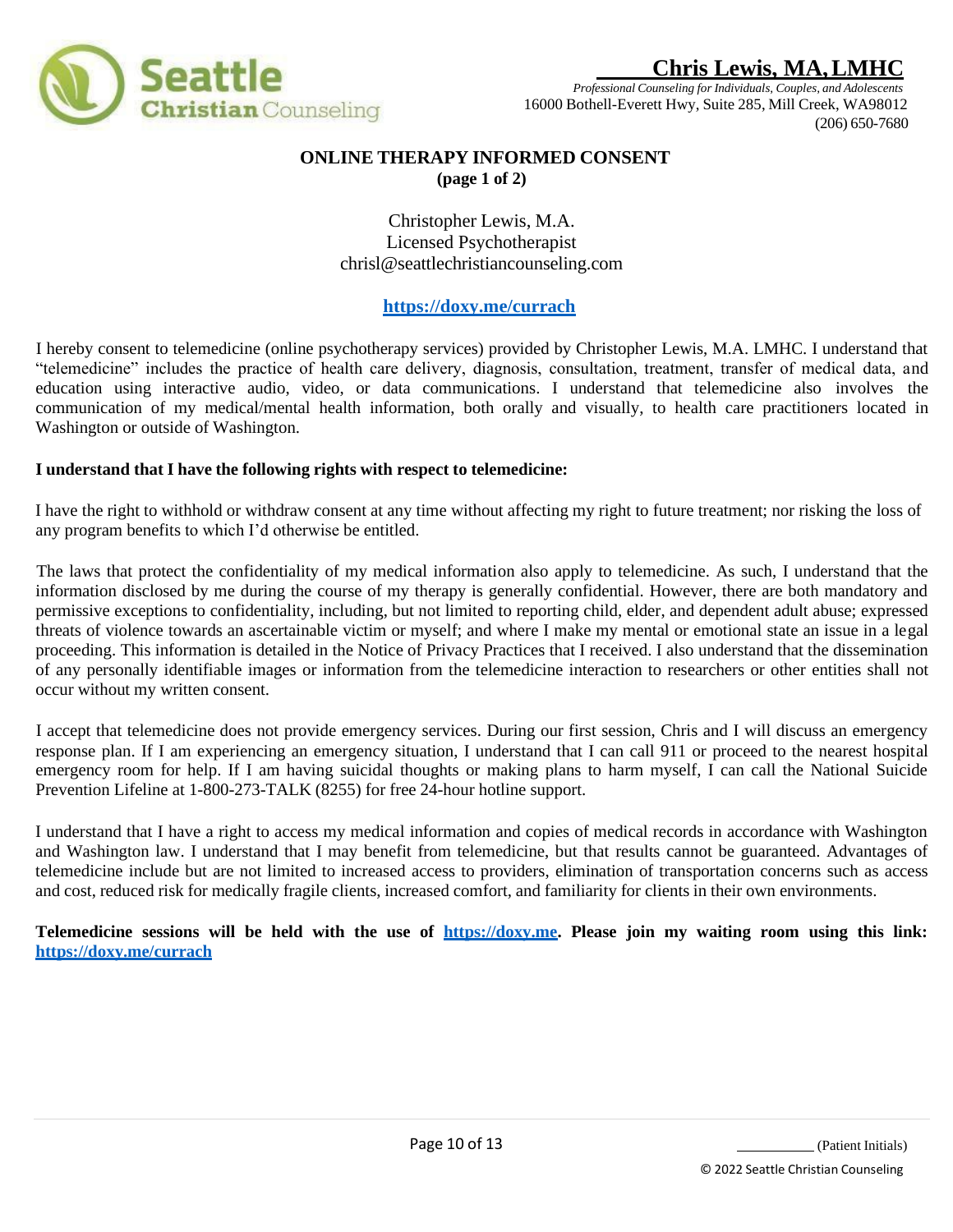**Chris Lewis, MA, LMHC**

*Professional Counseling for Individuals, Couples, and Adolescents*

16000 Bothell-Everett Hwy, Suite 285, Mill Creek, WA98012

(206) 650-7680

## ONLINE THERAPY INFORMED CONSENT

**(page 1 of 2)**

Christopher Lewis, M.A.
Licensed Psychotherapist
chrisl@seattlechristiancounseling.com

**https://doxy.me/currach**

I hereby consent to telemedicine (online psychotherapy services) provided by Christopher Lewis, M.A. LMHC. I understand that "telemedicine" includes the practice of health care delivery, diagnosis, consultation, treatment, transfer of medical data, and education using interactive audio, video, or data communications. I understand that telemedicine also involves the communication of my medical/mental health information, both orally and visually, to health care practitioners located in Washington or outside of Washington.

**I understand that I have the following rights with respect to telemedicine:**

I have the right to withhold or withdraw consent at any time without affecting my right to future treatment; nor risking the loss of any program benefits to which I'd otherwise be entitled.

The laws that protect the confidentiality of my medical information also apply to telemedicine. As such, I understand that the information disclosed by me during the course of my therapy is generally confidential. However, there are both mandatory and permissive exceptions to confidentiality, including, but not limited to reporting child, elder, and dependent adult abuse; expressed threats of violence towards an ascertainable victim or myself; and where I make my mental or emotional state an issue in a legal proceeding. This information is detailed in the Notice of Privacy Practices that I received. I also understand that the dissemination of any personally identifiable images or information from the telemedicine interaction to researchers or other entities shall not occur without my written consent.

I accept that telemedicine does not provide emergency services. During our first session, Chris and I will discuss an emergency response plan. If I am experiencing an emergency situation, I understand that I can call 911 or proceed to the nearest hospital emergency room for help. If I am having suicidal thoughts or making plans to harm myself, I can call the National Suicide Prevention Lifeline at 1-800-273-TALK (8255) for free 24-hour hotline support.

I understand that I have a right to access my medical information and copies of medical records in accordance with Washington and Washington law. I understand that I may benefit from telemedicine, but that results cannot be guaranteed. Advantages of telemedicine include but are not limited to increased access to providers, elimination of transportation concerns such as access and cost, reduced risk for medically fragile clients, increased comfort, and familiarity for clients in their own environments.

**Telemedicine sessions will be held with the use of https://doxy.me. Please join my waiting room using this link: https://doxy.me/currach**

___________ (Patient Initials)

© 2022 Seattle Christian Counseling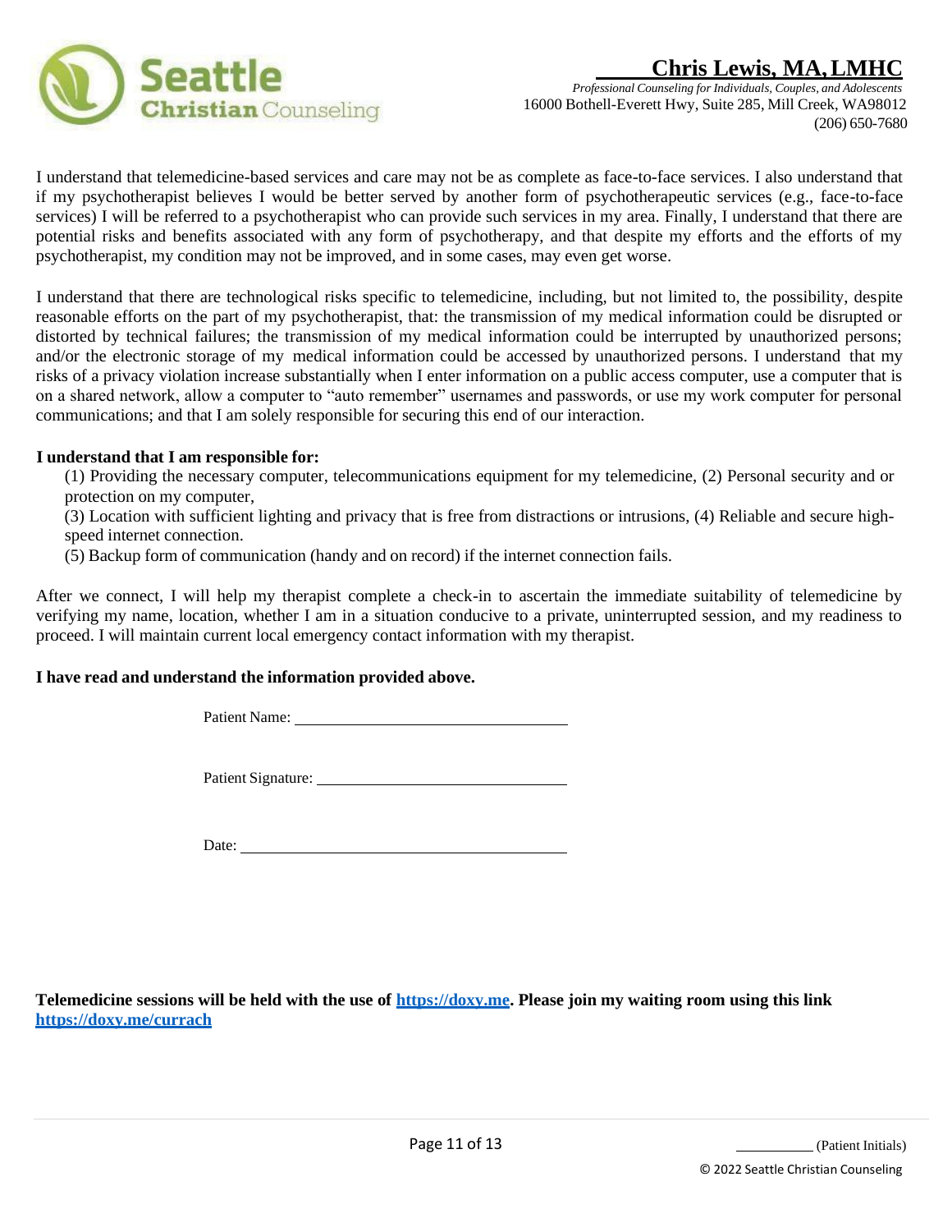I understand that telemedicine-based services and care may not be as complete as face-to-face services. I also understand that if my psychotherapist believes I would be better served by another form of psychotherapeutic services (e.g., face-to-face services) I will be referred to a psychotherapist who can provide such services in my area. Finally, I understand that there are potential risks and benefits associated with any form of psychotherapy, and that despite my efforts and the efforts of my psychotherapist, my condition may not be improved, and in some cases, may even get worse.

I understand that there are technological risks specific to telemedicine, including, but not limited to, the possibility, despite reasonable efforts on the part of my psychotherapist, that: the transmission of my medical information could be disrupted or distorted by technical failures; the transmission of my medical information could be interrupted by unauthorized persons; and/or the electronic storage of my medical information could be accessed by unauthorized persons. I understand that my risks of a privacy violation increase substantially when I enter information on a public access computer, use a computer that is on a shared network, allow a computer to "auto remember" usernames and passwords, or use my work computer for personal communications; and that I am solely responsible for securing this end of our interaction.

**I understand that I am responsible for:**

(1) Providing the necessary computer, telecommunications equipment for my telemedicine, (2) Personal security and or protection on my computer,
(3) Location with sufficient lighting and privacy that is free from distractions or intrusions, (4) Reliable and secure high-speed internet connection.
(5) Backup form of communication (handy and on record) if the internet connection fails.

After we connect, I will help my therapist complete a check-in to ascertain the immediate suitability of telemedicine by verifying my name, location, whether I am in a situation conducive to a private, uninterrupted session, and my readiness to proceed. I will maintain current local emergency contact information with my therapist.

**I have read and understand the information provided above.**

Patient Name: ______________________________

Patient Signature: ______________________________

Date: ______________________________

**Telemedicine sessions will be held with the use of [https://doxy.me](https://doxy.me). Please join my waiting room using this link [https://doxy.me/currach](https://doxy.me/currach)**

__________ (Patient Initials)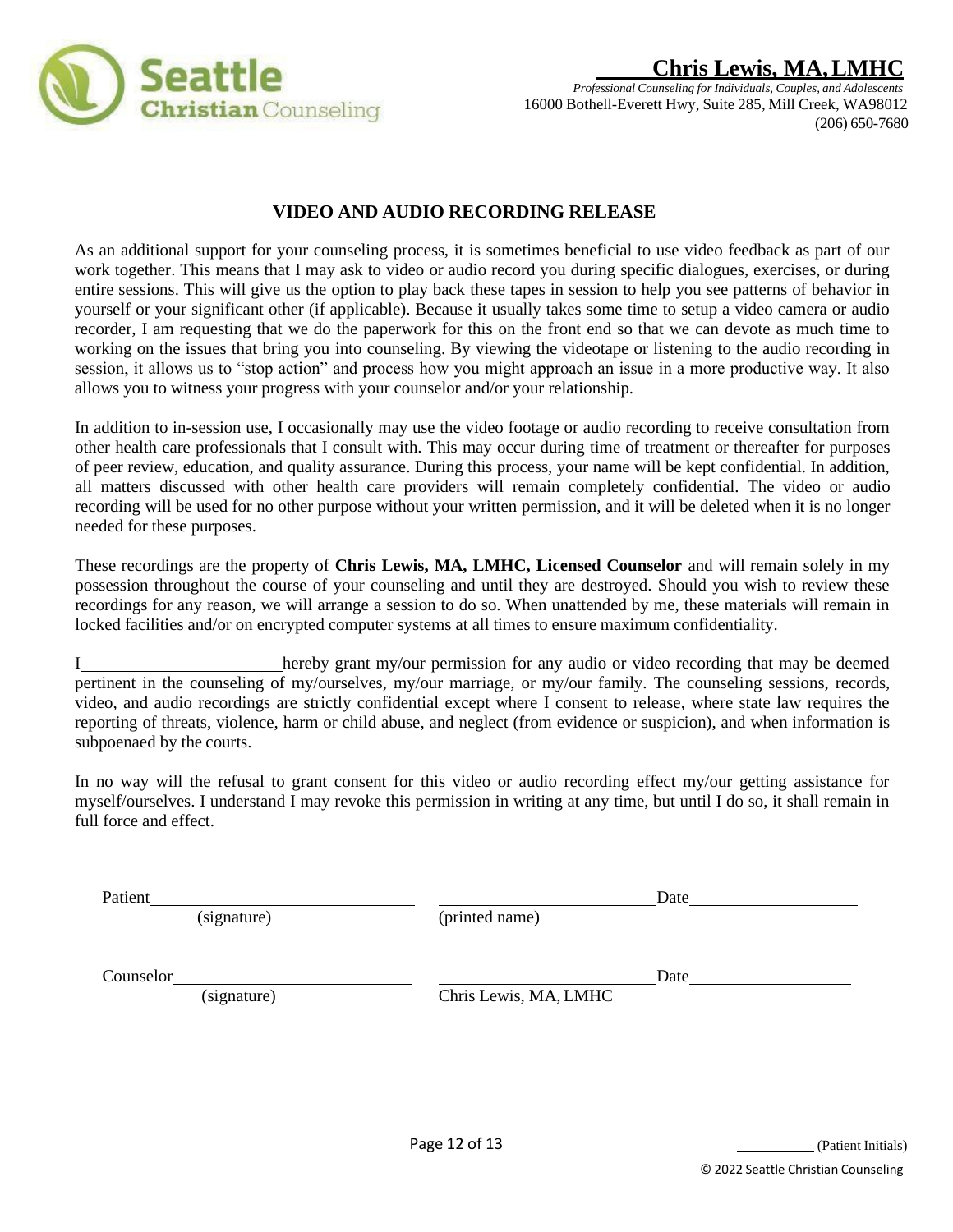**Chris Lewis, MA, LMHC**
*Professional Counseling for Individuals, Couples, and Adolescents*
16000 Bothell-Everett Hwy, Suite 285, Mill Creek, WA98012
(206) 650-7680

## VIDEO AND AUDIO RECORDING RELEASE

As an additional support for your counseling process, it is sometimes beneficial to use video feedback as part of our work together. This means that I may ask to video or audio record you during specific dialogues, exercises, or during entire sessions. This will give us the option to play back these tapes in session to help you see patterns of behavior in yourself or your significant other (if applicable). Because it usually takes some time to setup a video camera or audio recorder, I am requesting that we do the paperwork for this on the front end so that we can devote as much time to working on the issues that bring you into counseling. By viewing the videotape or listening to the audio recording in session, it allows us to "stop action" and process how you might approach an issue in a more productive way. It also allows you to witness your progress with your counselor and/or your relationship.

In addition to in-session use, I occasionally may use the video footage or audio recording to receive consultation from other health care professionals that I consult with. This may occur during time of treatment or thereafter for purposes of peer review, education, and quality assurance. During this process, your name will be kept confidential. In addition, all matters discussed with other health care providers will remain completely confidential. The video or audio recording will be used for no other purpose without your written permission, and it will be deleted when it is no longer needed for these purposes.

These recordings are the property of **Chris Lewis, MA, LMHC, Licensed Counselor** and will remain solely in my possession throughout the course of your counseling and until they are destroyed. Should you wish to review these recordings for any reason, we will arrange a session to do so. When unattended by me, these materials will remain in locked facilities and/or on encrypted computer systems at all times to ensure maximum confidentiality.

I______________________ hereby grant my/our permission for any audio or video recording that may be deemed pertinent in the counseling of my/ourselves, my/our marriage, or my/our family. The counseling sessions, records, video, and audio recordings are strictly confidential except where I consent to release, where state law requires the reporting of threats, violence, harm or child abuse, and neglect (from evidence or suspicion), and when information is subpoenaed by the courts.

In no way will the refusal to grant consent for this video or audio recording effect my/our getting assistance for myself/ourselves. I understand I may revoke this permission in writing at any time, but until I do so, it shall remain in full force and effect.

Patient______________________________ ______________________________ Date____________________
(signature) (printed name)

Counselor______________________________ ______________________________ Date____________________
(signature) Chris Lewis, MA, LMHC

__________ (Patient Initials)

© 2022 Seattle Christian Counseling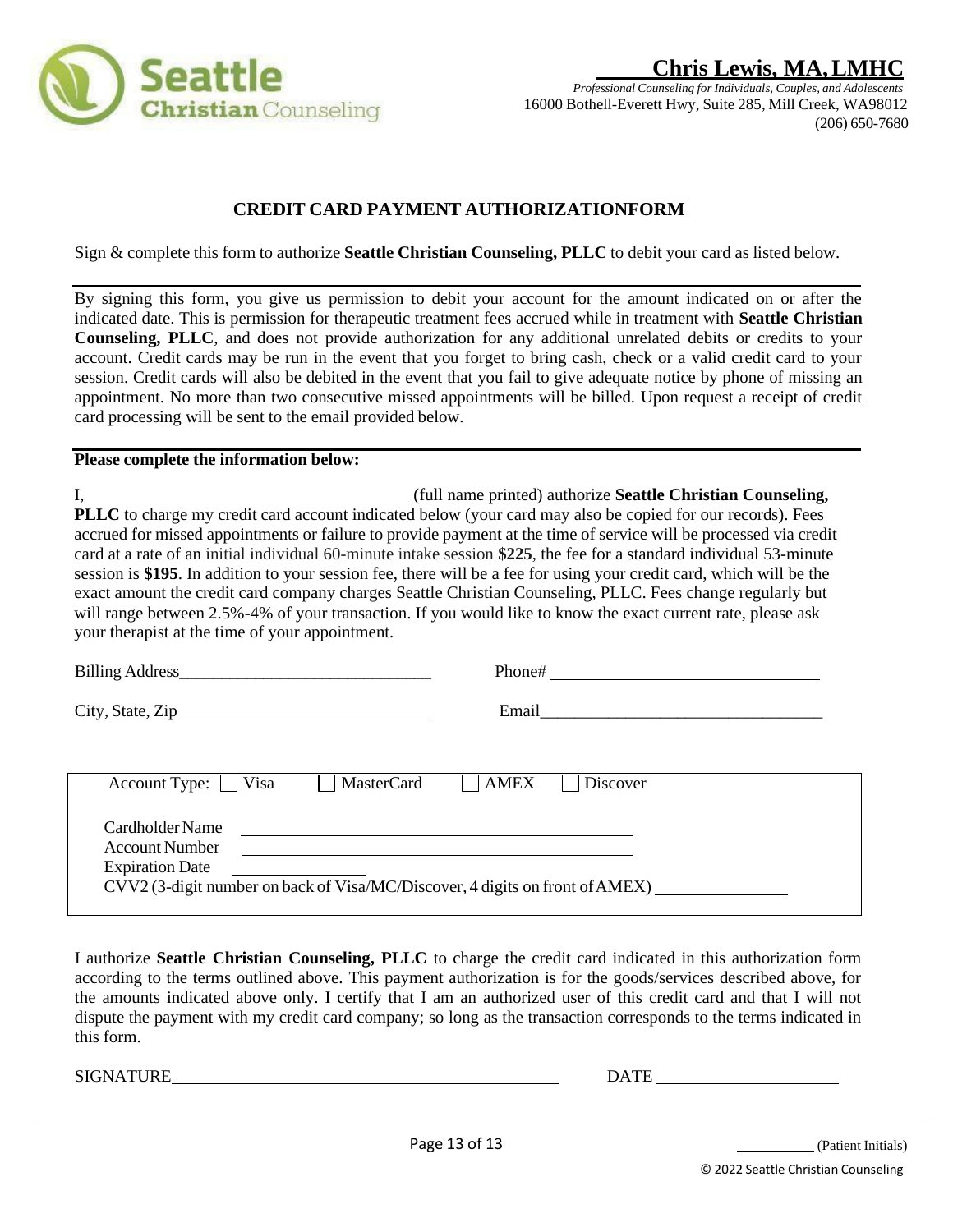**Chris Lewis, MA, LMHC**

*Professional Counseling for Individuals, Couples, and Adolescents*

16000 Bothell-Everett Hwy, Suite 285, Mill Creek, WA98012

(206) 650-7680

## CREDIT CARD PAYMENT AUTHORIZATIONFORM

Sign & complete this form to authorize **Seattle Christian Counseling, PLLC** to debit your card as listed below.

By signing this form, you give us permission to debit your account for the amount indicated on or after the indicated date. This is permission for therapeutic treatment fees accrued while in treatment with **Seattle Christian Counseling, PLLC**, and does not provide authorization for any additional unrelated debits or credits to your account. Credit cards may be run in the event that you forget to bring cash, check or a valid credit card to your session. Credit cards will also be debited in the event that you fail to give adequate notice by phone of missing an appointment. No more than two consecutive missed appointments will be billed. Upon request a receipt of credit card processing will be sent to the email provided below.

**Please complete the information below:**

I,\_\_\_\_\_\_\_\_\_\_\_\_\_\_\_\_\_\_\_\_\_\_\_\_\_\_\_\_\_\_\_\_\_\_\_\_(full name printed) authorize **Seattle Christian Counseling, PLLC** to charge my credit card account indicated below (your card may also be copied for our records). Fees accrued for missed appointments or failure to provide payment at the time of service will be processed via credit card at a rate of an initial individual 60-minute intake session **$225**, the fee for a standard individual 53-minute session is **$195**. In addition to your session fee, there will be a fee for using your credit card, which will be the exact amount the credit card company charges Seattle Christian Counseling, PLLC. Fees change regularly but will range between 2.5%-4% of your transaction. If you would like to know the exact current rate, please ask your therapist at the time of your appointment.

Billing Address\_\_\_\_\_\_\_\_\_\_\_\_\_\_\_\_\_\_\_\_\_\_\_\_\_\_\_\_\_\_ Phone# \_\_\_\_\_\_\_\_\_\_\_\_\_\_\_\_\_\_\_\_\_\_\_\_\_\_\_\_\_\_

City, State, Zip\_\_\_\_\_\_\_\_\_\_\_\_\_\_\_\_\_\_\_\_\_\_\_\_\_\_\_\_\_\_ Email\_\_\_\_\_\_\_\_\_\_\_\_\_\_\_\_\_\_\_\_\_\_\_\_\_\_\_\_\_\_\_\_\_

Account Type: ☐ Visa ☐ MasterCard ☐ AMEX ☐ Discover

Cardholder Name \_\_\_\_\_\_\_\_\_\_\_\_\_\_\_\_\_\_\_\_\_\_\_\_\_\_\_\_\_\_\_\_\_\_\_\_\_\_\_\_

Account Number \_\_\_\_\_\_\_\_\_\_\_\_\_\_\_\_\_\_\_\_\_\_\_\_\_\_\_\_\_\_\_\_\_\_\_\_\_\_\_\_

Expiration Date \_\_\_\_\_\_\_\_\_\_\_\_\_\_\_

CVV2 (3-digit number on back of Visa/MC/Discover, 4 digits on front of AMEX) \_\_\_\_\_\_\_\_\_\_\_\_\_\_\_

I authorize **Seattle Christian Counseling, PLLC** to charge the credit card indicated in this authorization form according to the terms outlined above. This payment authorization is for the goods/services described above, for the amounts indicated above only. I certify that I am an authorized user of this credit card and that I will not dispute the payment with my credit card company; so long as the transaction corresponds to the terms indicated in this form.

SIGNATURE\_\_\_\_\_\_\_\_\_\_\_\_\_\_\_\_\_\_\_\_\_\_\_\_\_\_\_\_\_\_\_\_\_\_\_\_\_\_\_\_\_\_\_\_ DATE \_\_\_\_\_\_\_\_\_\_\_\_\_\_\_\_\_\_\_\_\_

\_\_\_\_\_\_\_\_\_\_ (Patient Initials)

© 2022 Seattle Christian Counseling